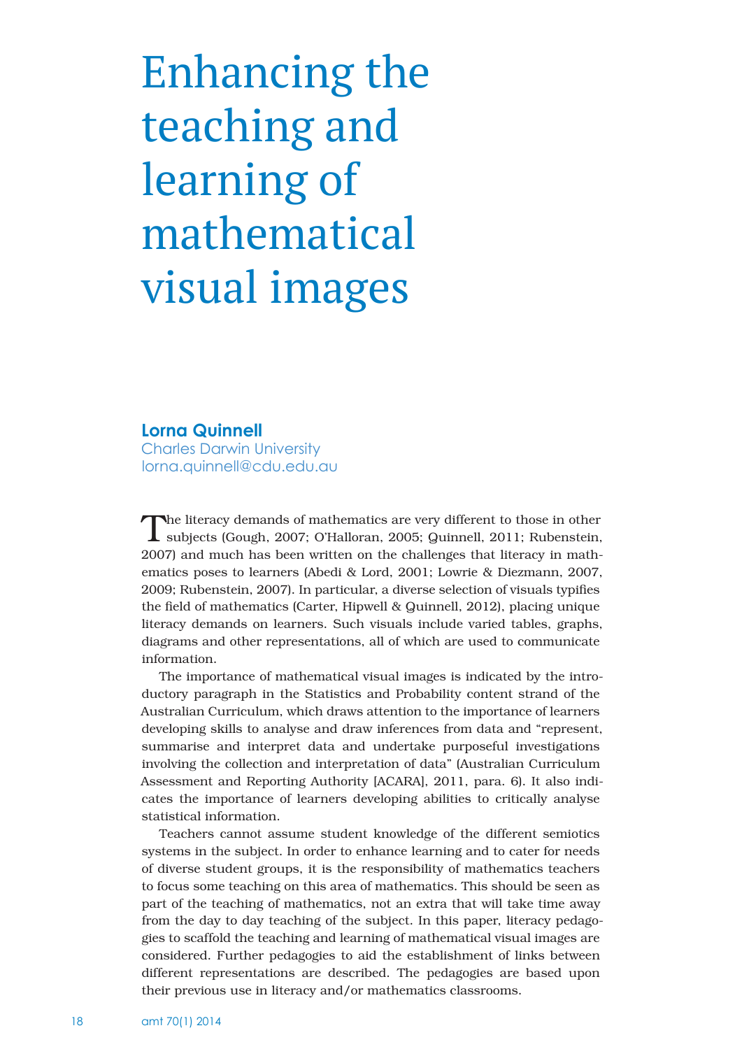# Enhancing the teaching and learning of mathematical visual images

**Lorna Quinnell**
Charles Darwin University
lorna.quinnell@cdu.edu.au

The literacy demands of mathematics are very different to those in other subjects (Gough, 2007; O'Halloran, 2005; Quinnell, 2011; Rubenstein, 2007) and much has been written on the challenges that literacy in mathematics poses to learners (Abedi & Lord, 2001; Lowrie & Diezmann, 2007, 2009; Rubenstein, 2007). In particular, a diverse selection of visuals typifies the field of mathematics (Carter, Hipwell & Quinnell, 2012), placing unique literacy demands on learners. Such visuals include varied tables, graphs, diagrams and other representations, all of which are used to communicate information.

The importance of mathematical visual images is indicated by the introductory paragraph in the Statistics and Probability content strand of the Australian Curriculum, which draws attention to the importance of learners developing skills to analyse and draw inferences from data and "represent, summarise and interpret data and undertake purposeful investigations involving the collection and interpretation of data" (Australian Curriculum Assessment and Reporting Authority [ACARA], 2011, para. 6). It also indicates the importance of learners developing abilities to critically analyse statistical information.

Teachers cannot assume student knowledge of the different semiotics systems in the subject. In order to enhance learning and to cater for needs of diverse student groups, it is the responsibility of mathematics teachers to focus some teaching on this area of mathematics. This should be seen as part of the teaching of mathematics, not an extra that will take time away from the day to day teaching of the subject. In this paper, literacy pedagogies to scaffold the teaching and learning of mathematical visual images are considered. Further pedagogies to aid the establishment of links between different representations are described. The pedagogies are based upon their previous use in literacy and/or mathematics classrooms.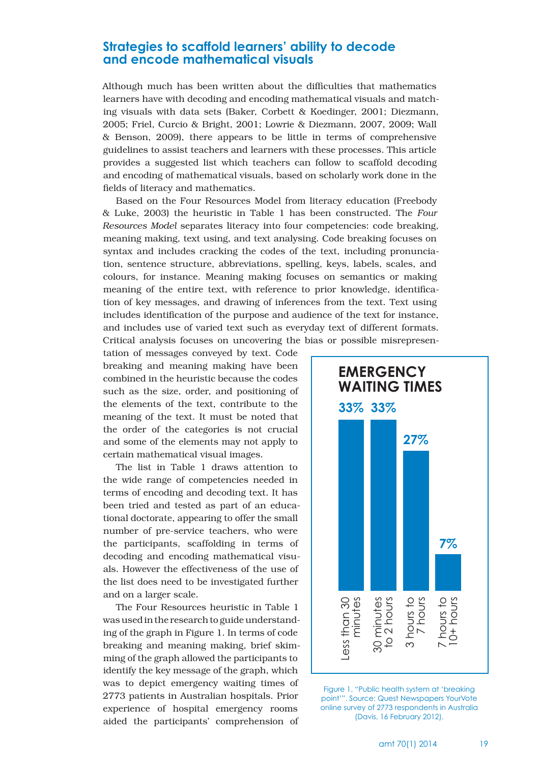## Strategies to scaffold learners' ability to decode and encode mathematical visuals

Although much has been written about the difficulties that mathematics learners have with decoding and encoding mathematical visuals and matching visuals with data sets (Baker, Corbett & Koedinger, 2001; Diezmann, 2005; Friel, Curcio & Bright, 2001; Lowrie & Diezmann, 2007, 2009; Wall & Benson, 2009), there appears to be little in terms of comprehensive guidelines to assist teachers and learners with these processes. This article provides a suggested list which teachers can follow to scaffold decoding and encoding of mathematical visuals, based on scholarly work done in the fields of literacy and mathematics.

Based on the Four Resources Model from literacy education (Freebody & Luke, 2003) the heuristic in Table 1 has been constructed. The *Four Resources Model* separates literacy into four competencies: code breaking, meaning making, text using, and text analysing. Code breaking focuses on syntax and includes cracking the codes of the text, including pronunciation, sentence structure, abbreviations, spelling, keys, labels, scales, and colours, for instance. Meaning making focuses on semantics or making meaning of the entire text, with reference to prior knowledge, identification of key messages, and drawing of inferences from the text. Text using includes identification of the purpose and audience of the text for instance, and includes use of varied text such as everyday text of different formats. Critical analysis focuses on uncovering the bias or possible misrepresentation of messages conveyed by text. Code breaking and meaning making have been combined in the heuristic because the codes such as the size, order, and positioning of the elements of the text, contribute to the meaning of the text. It must be noted that the order of the categories is not crucial and some of the elements may not apply to certain mathematical visual images.

The list in Table 1 draws attention to the wide range of competencies needed in terms of encoding and decoding text. It has been tried and tested as part of an educational doctorate, appearing to offer the small number of pre-service teachers, who were the participants, scaffolding in terms of decoding and encoding mathematical visuals. However the effectiveness of the use of the list does need to be investigated further and on a larger scale.

The Four Resources heuristic in Table 1 was used in the research to guide understanding of the graph in Figure 1. In terms of code breaking and meaning making, brief skimming of the graph allowed the participants to identify the key message of the graph, which was to depict emergency waiting times of 2773 patients in Australian hospitals. Prior experience of hospital emergency rooms aided the participants' comprehension of

Figure 1. "Public health system at 'breaking point'". Source: Quest Newspapers YourVote online survey of 2773 respondents in Australia (Davis, 16 February 2012).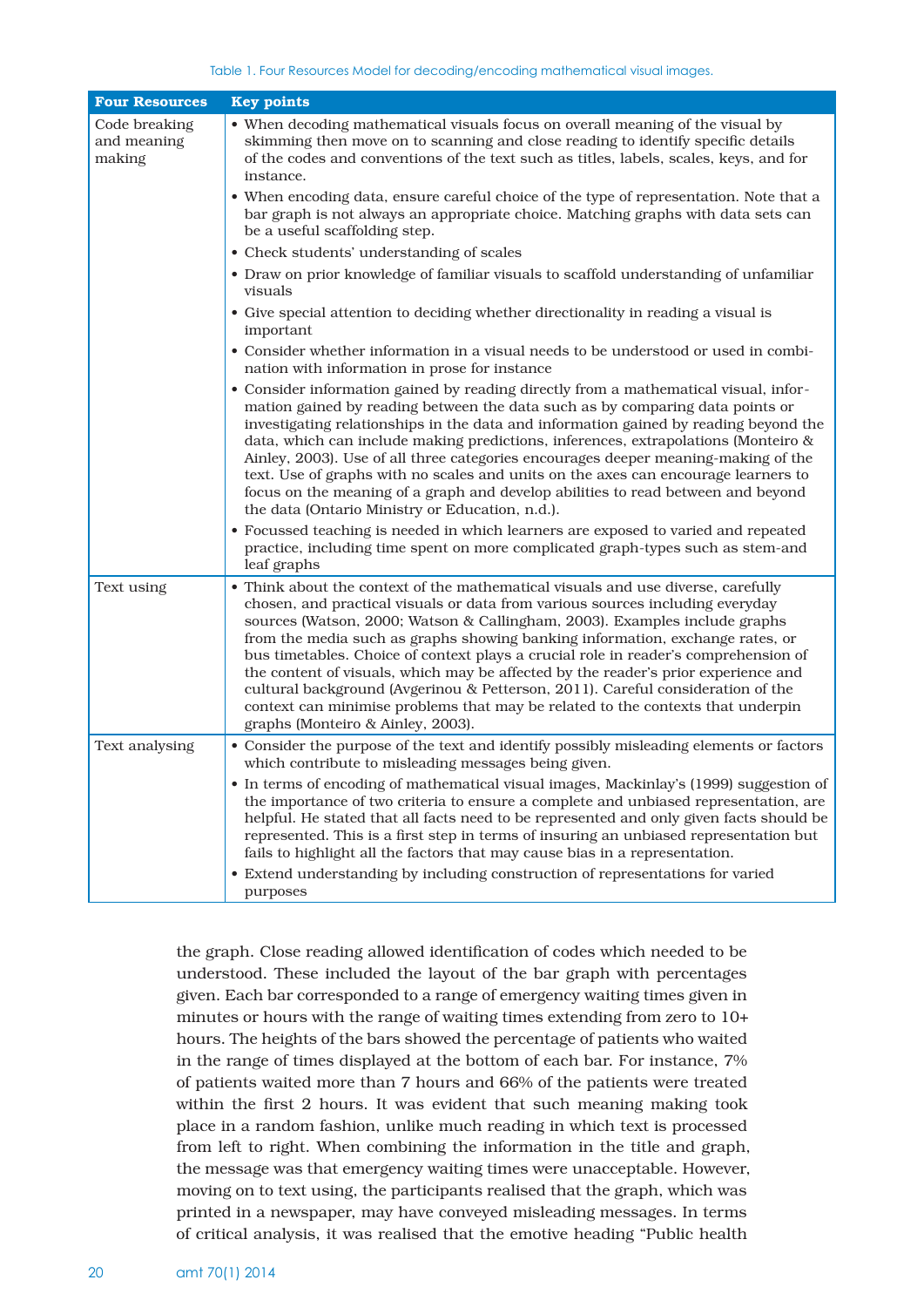Table 1. Four Resources Model for decoding/encoding mathematical visual images.

| Four Resources | Key points |
|---|---|
| Code breaking and meaning making | • When decoding mathematical visuals focus on overall meaning of the visual by skimming then move on to scanning and close reading to identify specific details of the codes and conventions of the text such as titles, labels, scales, keys, and for instance. <br>• When encoding data, ensure careful choice of the type of representation. Note that a bar graph is not always an appropriate choice. Matching graphs with data sets can be a useful scaffolding step. <br>• Check students' understanding of scales <br>• Draw on prior knowledge of familiar visuals to scaffold understanding of unfamiliar visuals <br>• Give special attention to deciding whether directionality in reading a visual is important <br>• Consider whether information in a visual needs to be understood or used in combination with information in prose for instance <br>• Consider information gained by reading directly from a mathematical visual, information gained by reading between the data such as by comparing data points or investigating relationships in the data and information gained by reading beyond the data, which can include making predictions, inferences, extrapolations (Monteiro & Ainley, 2003). Use of all three categories encourages deeper meaning-making of the text. Use of graphs with no scales and units on the axes can encourage learners to focus on the meaning of a graph and develop abilities to read between and beyond the data (Ontario Ministry or Education, n.d.). <br>• Focussed teaching is needed in which learners are exposed to varied and repeated practice, including time spent on more complicated graph-types such as stem-and leaf graphs |
| Text using | • Think about the context of the mathematical visuals and use diverse, carefully chosen, and practical visuals or data from various sources including everyday sources (Watson, 2000; Watson & Callingham, 2003). Examples include graphs from the media such as graphs showing banking information, exchange rates, or bus timetables. Choice of context plays a crucial role in reader's comprehension of the content of visuals, which may be affected by the reader's prior experience and cultural background (Avgerinou & Petterson, 2011). Careful consideration of the context can minimise problems that may be related to the contexts that underpin graphs (Monteiro & Ainley, 2003). |
| Text analysing | • Consider the purpose of the text and identify possibly misleading elements or factors which contribute to misleading messages being given. <br>• In terms of encoding of mathematical visual images, Mackinlay's (1999) suggestion of the importance of two criteria to ensure a complete and unbiased representation, are helpful. He stated that all facts need to be represented and only given facts should be represented. This is a first step in terms of insuring an unbiased representation but fails to highlight all the factors that may cause bias in a representation. <br>• Extend understanding by including construction of representations for varied purposes |

the graph. Close reading allowed identification of codes which needed to be understood. These included the layout of the bar graph with percentages given. Each bar corresponded to a range of emergency waiting times given in minutes or hours with the range of waiting times extending from zero to 10+ hours. The heights of the bars showed the percentage of patients who waited in the range of times displayed at the bottom of each bar. For instance, 7% of patients waited more than 7 hours and 66% of the patients were treated within the first 2 hours. It was evident that such meaning making took place in a random fashion, unlike much reading in which text is processed from left to right. When combining the information in the title and graph, the message was that emergency waiting times were unacceptable. However, moving on to text using, the participants realised that the graph, which was printed in a newspaper, may have conveyed misleading messages. In terms of critical analysis, it was realised that the emotive heading "Public health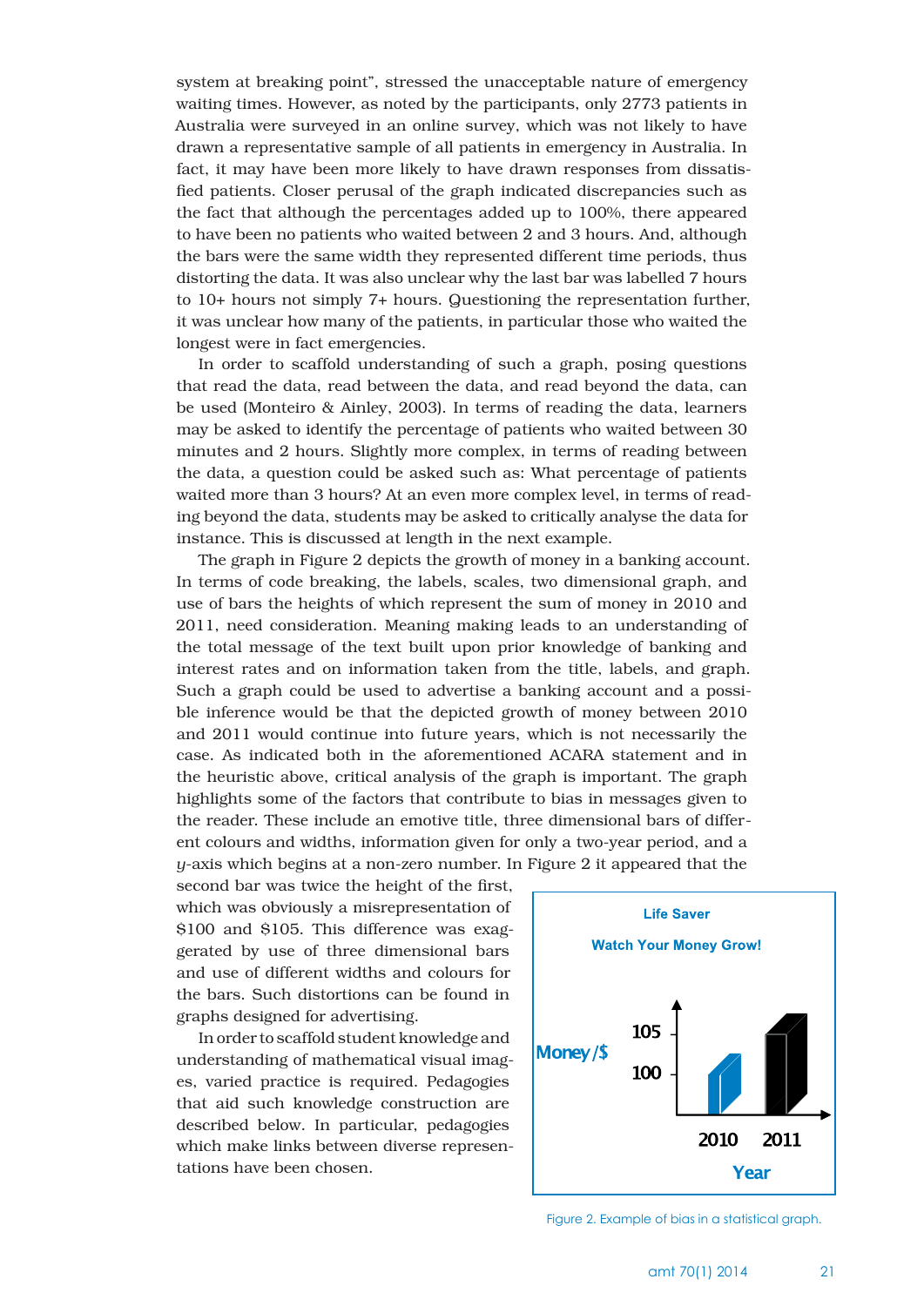system at breaking point", stressed the unacceptable nature of emergency waiting times. However, as noted by the participants, only 2773 patients in Australia were surveyed in an online survey, which was not likely to have drawn a representative sample of all patients in emergency in Australia. In fact, it may have been more likely to have drawn responses from dissatisfied patients. Closer perusal of the graph indicated discrepancies such as the fact that although the percentages added up to 100%, there appeared to have been no patients who waited between 2 and 3 hours. And, although the bars were the same width they represented different time periods, thus distorting the data. It was also unclear why the last bar was labelled 7 hours to 10+ hours not simply 7+ hours. Questioning the representation further, it was unclear how many of the patients, in particular those who waited the longest were in fact emergencies.

In order to scaffold understanding of such a graph, posing questions that read the data, read between the data, and read beyond the data, can be used (Monteiro & Ainley, 2003). In terms of reading the data, learners may be asked to identify the percentage of patients who waited between 30 minutes and 2 hours. Slightly more complex, in terms of reading between the data, a question could be asked such as: What percentage of patients waited more than 3 hours? At an even more complex level, in terms of reading beyond the data, students may be asked to critically analyse the data for instance. This is discussed at length in the next example.

The graph in Figure 2 depicts the growth of money in a banking account. In terms of code breaking, the labels, scales, two dimensional graph, and use of bars the heights of which represent the sum of money in 2010 and 2011, need consideration. Meaning making leads to an understanding of the total message of the text built upon prior knowledge of banking and interest rates and on information taken from the title, labels, and graph. Such a graph could be used to advertise a banking account and a possible inference would be that the depicted growth of money between 2010 and 2011 would continue into future years, which is not necessarily the case. As indicated both in the aforementioned ACARA statement and in the heuristic above, critical analysis of the graph is important. The graph highlights some of the factors that contribute to bias in messages given to the reader. These include an emotive title, three dimensional bars of different colours and widths, information given for only a two-year period, and a $y$-axis which begins at a non-zero number. In Figure 2 it appeared that the second bar was twice the height of the first, which was obviously a misrepresentation of $100 and $105. This difference was exaggerated by use of three dimensional bars and use of different widths and colours for the bars. Such distortions can be found in graphs designed for advertising.

In order to scaffold student knowledge and understanding of mathematical visual images, varied practice is required. Pedagogies that aid such knowledge construction are described below. In particular, pedagogies which make links between diverse representations have been chosen.

Life Saver

Watch Your Money Grow!

Money /$

105

100

2010 2011

Year

Figure 2. Example of bias in a statistical graph.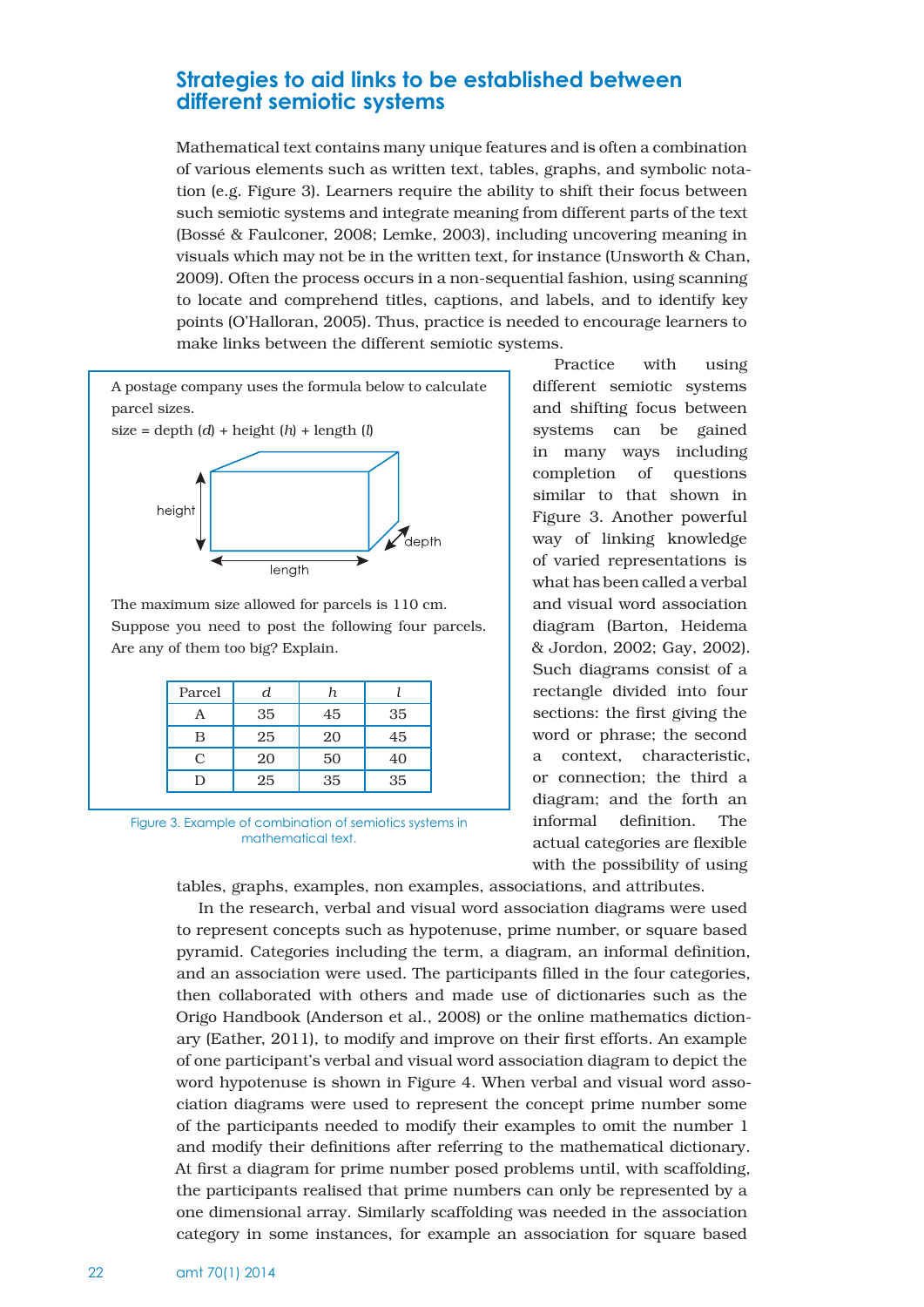## Strategies to aid links to be established between different semiotic systems

Mathematical text contains many unique features and is often a combination of various elements such as written text, tables, graphs, and symbolic notation (e.g. Figure 3). Learners require the ability to shift their focus between such semiotic systems and integrate meaning from different parts of the text (Bossé & Faulconer, 2008; Lemke, 2003), including uncovering meaning in visuals which may not be in the written text, for instance (Unsworth & Chan, 2009). Often the process occurs in a non-sequential fashion, using scanning to locate and comprehend titles, captions, and labels, and to identify key points (O'Halloran, 2005). Thus, practice is needed to encourage learners to make links between the different semiotic systems.

A postage company uses the formula below to calculate parcel sizes.

size = depth ($d$) + height ($h$) + length ($l$)

height

depth

length

The maximum size allowed for parcels is 110 cm. Suppose you need to post the following four parcels. Are any of them too big? Explain.

| Parcel | $d$ | $h$ | $l$ |
|---|---|---|---|
| A | 35 | 45 | 35 |
| B | 25 | 20 | 45 |
| C | 20 | 50 | 40 |
| D | 25 | 35 | 35 |

Figure 3. Example of combination of semiotics systems in mathematical text.

Practice with using different semiotic systems and shifting focus between systems can be gained in many ways including completion of questions similar to that shown in Figure 3. Another powerful way of linking knowledge of varied representations is what has been called a verbal and visual word association diagram (Barton, Heidema & Jordon, 2002; Gay, 2002). Such diagrams consist of a rectangle divided into four sections: the first giving the word or phrase; the second a context, characteristic, or connection; the third a diagram; and the forth an informal definition. The actual categories are flexible with the possibility of using tables, graphs, examples, non examples, associations, and attributes.

In the research, verbal and visual word association diagrams were used to represent concepts such as hypotenuse, prime number, or square based pyramid. Categories including the term, a diagram, an informal definition, and an association were used. The participants filled in the four categories, then collaborated with others and made use of dictionaries such as the Origo Handbook (Anderson et al., 2008) or the online mathematics dictionary (Eather, 2011), to modify and improve on their first efforts. An example of one participant's verbal and visual word association diagram to depict the word hypotenuse is shown in Figure 4. When verbal and visual word association diagrams were used to represent the concept prime number some of the participants needed to modify their examples to omit the number 1 and modify their definitions after referring to the mathematical dictionary. At first a diagram for prime number posed problems until, with scaffolding, the participants realised that prime numbers can only be represented by a one dimensional array. Similarly scaffolding was needed in the association category in some instances, for example an association for square based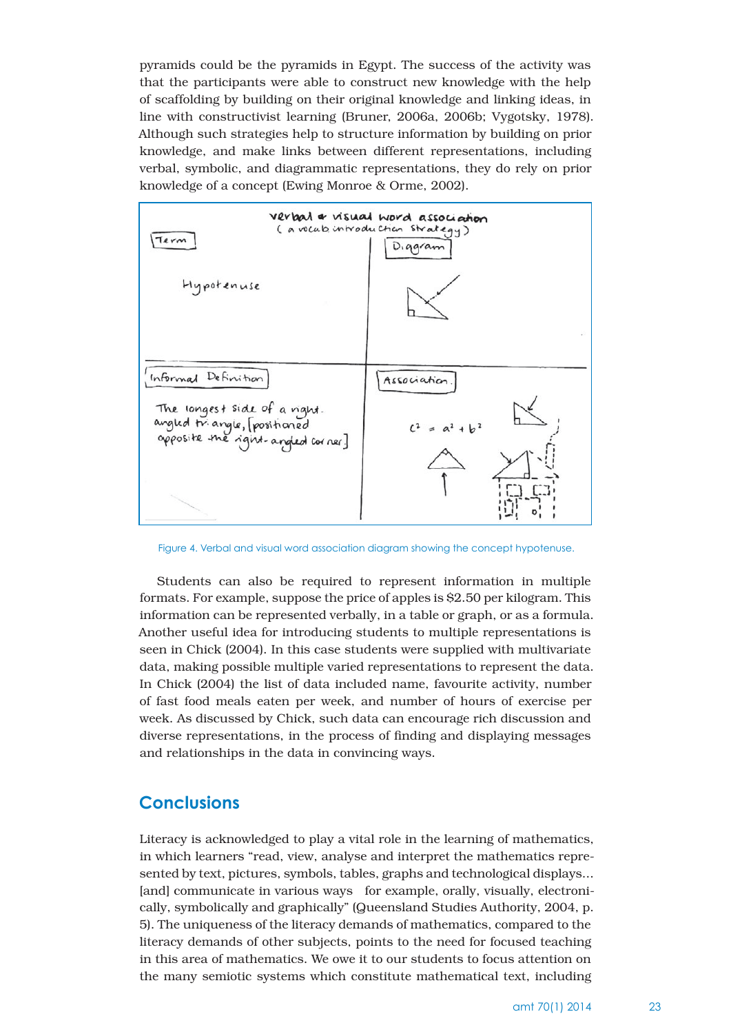pyramids could be the pyramids in Egypt. The success of the activity was that the participants were able to construct new knowledge with the help of scaffolding by building on their original knowledge and linking ideas, in line with constructivist learning (Bruner, 2006a, 2006b; Vygotsky, 1978). Although such strategies help to structure information by building on prior knowledge, and make links between different representations, including verbal, symbolic, and diagrammatic representations, they do rely on prior knowledge of a concept (Ewing Monroe & Orme, 2002).

Figure 4. Verbal and visual word association diagram showing the concept hypotenuse.

Students can also be required to represent information in multiple formats. For example, suppose the price of apples is $2.50 per kilogram. This information can be represented verbally, in a table or graph, or as a formula. Another useful idea for introducing students to multiple representations is seen in Chick (2004). In this case students were supplied with multivariate data, making possible multiple varied representations to represent the data. In Chick (2004) the list of data included name, favourite activity, number of fast food meals eaten per week, and number of hours of exercise per week. As discussed by Chick, such data can encourage rich discussion and diverse representations, in the process of finding and displaying messages and relationships in the data in convincing ways.

## Conclusions

Literacy is acknowledged to play a vital role in the learning of mathematics, in which learners "read, view, analyse and interpret the mathematics represented by text, pictures, symbols, tables, graphs and technological displays... [and] communicate in various ways for example, orally, visually, electronically, symbolically and graphically" (Queensland Studies Authority, 2004, p. 5). The uniqueness of the literacy demands of mathematics, compared to the literacy demands of other subjects, points to the need for focused teaching in this area of mathematics. We owe it to our students to focus attention on the many semiotic systems which constitute mathematical text, including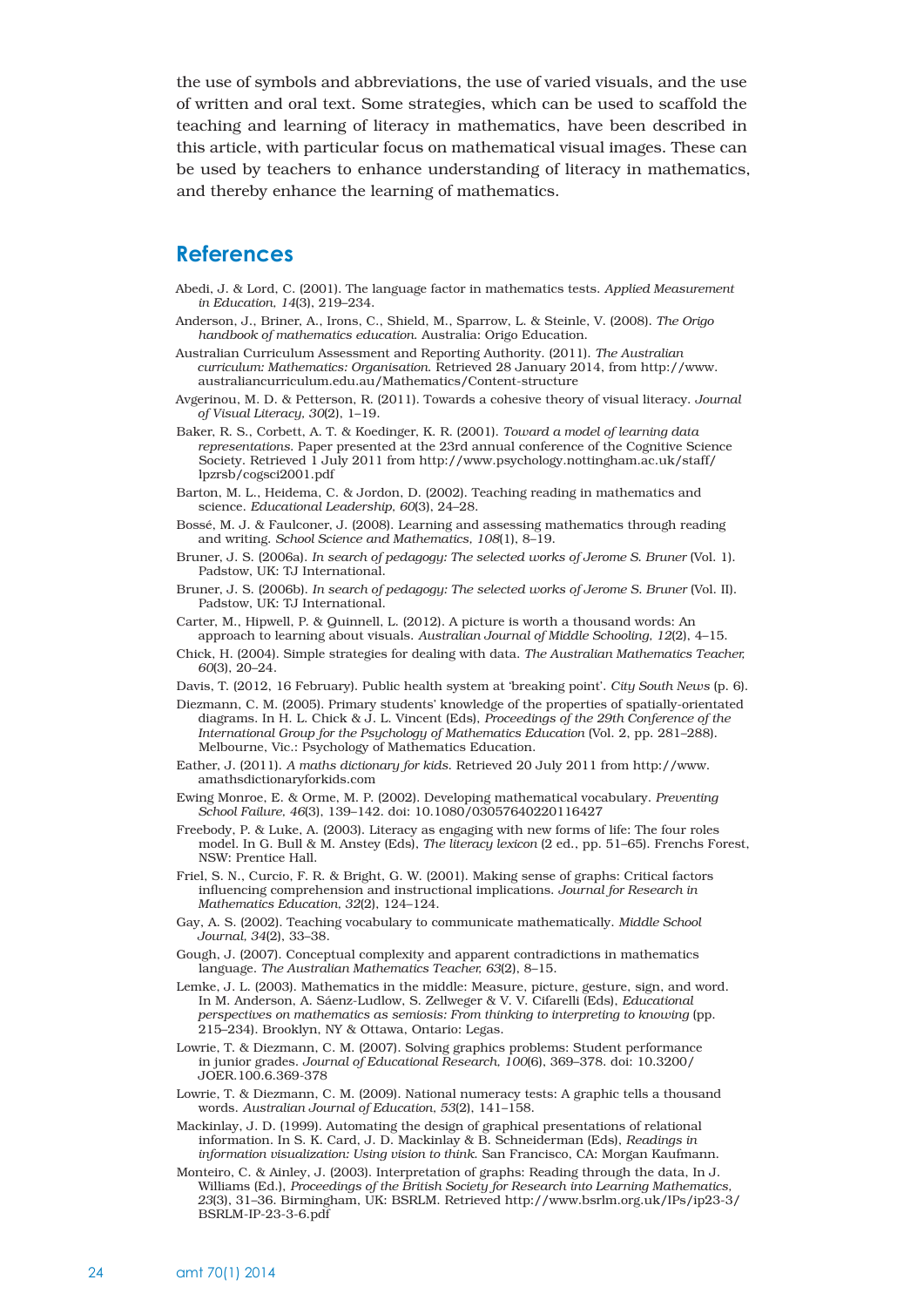the use of symbols and abbreviations, the use of varied visuals, and the use of written and oral text. Some strategies, which can be used to scaffold the teaching and learning of literacy in mathematics, have been described in this article, with particular focus on mathematical visual images. These can be used by teachers to enhance understanding of literacy in mathematics, and thereby enhance the learning of mathematics.

## References

Abedi, J. & Lord, C. (2001). The language factor in mathematics tests. *Applied Measurement in Education, 14*(3), 219–234.

Anderson, J., Briner, A., Irons, C., Shield, M., Sparrow, L. & Steinle, V. (2008). *The Origo handbook of mathematics education*. Australia: Origo Education.

Australian Curriculum Assessment and Reporting Authority. (2011). *The Australian curriculum: Mathematics: Organisation*. Retrieved 28 January 2014, from http://www.australiancurriculum.edu.au/Mathematics/Content-structure

Avgerinou, M. D. & Petterson, R. (2011). Towards a cohesive theory of visual literacy. *Journal of Visual Literacy, 30*(2), 1–19.

Baker, R. S., Corbett, A. T. & Koedinger, K. R. (2001). *Toward a model of learning data representations*. Paper presented at the 23rd annual conference of the Cognitive Science Society. Retrieved 1 July 2011 from http://www.psychology.nottingham.ac.uk/staff/lpzrsb/cogsci2001.pdf

Barton, M. L., Heidema, C. & Jordon, D. (2002). Teaching reading in mathematics and science. *Educational Leadership, 60*(3), 24–28.

Bossé, M. J. & Faulconer, J. (2008). Learning and assessing mathematics through reading and writing. *School Science and Mathematics, 108*(1), 8–19.

Bruner, J. S. (2006a). *In search of pedagogy: The selected works of Jerome S. Bruner* (Vol. 1). Padstow, UK: TJ International.

Bruner, J. S. (2006b). *In search of pedagogy: The selected works of Jerome S. Bruner* (Vol. II). Padstow, UK: TJ International.

Carter, M., Hipwell, P. & Quinnell, L. (2012). A picture is worth a thousand words: An approach to learning about visuals. *Australian Journal of Middle Schooling, 12*(2), 4–15.

Chick, H. (2004). Simple strategies for dealing with data. *The Australian Mathematics Teacher, 60*(3), 20–24.

Davis, T. (2012, 16 February). Public health system at 'breaking point'. *City South News* (p. 6).

Diezmann, C. M. (2005). Primary students' knowledge of the properties of spatially-orientated diagrams. In H. L. Chick & J. L. Vincent (Eds), *Proceedings of the 29th Conference of the International Group for the Psychology of Mathematics Education* (Vol. 2, pp. 281–288). Melbourne, Vic.: Psychology of Mathematics Education.

Eather, J. (2011). *A maths dictionary for kids*. Retrieved 20 July 2011 from http://www.amathsdictionaryforkids.com

Ewing Monroe, E. & Orme, M. P. (2002). Developing mathematical vocabulary. *Preventing School Failure, 46*(3), 139–142. doi: 10.1080/03057640220116427

Freebody, P. & Luke, A. (2003). Literacy as engaging with new forms of life: The four roles model. In G. Bull & M. Anstey (Eds), *The literacy lexicon* (2 ed., pp. 51–65). Frenchs Forest, NSW: Prentice Hall.

Friel, S. N., Curcio, F. R. & Bright, G. W. (2001). Making sense of graphs: Critical factors influencing comprehension and instructional implications. *Journal for Research in Mathematics Education, 32*(2), 124–124.

Gay, A. S. (2002). Teaching vocabulary to communicate mathematically. *Middle School Journal, 34*(2), 33–38.

Gough, J. (2007). Conceptual complexity and apparent contradictions in mathematics language. *The Australian Mathematics Teacher, 63*(2), 8–15.

Lemke, J. L. (2003). Mathematics in the middle: Measure, picture, gesture, sign, and word. In M. Anderson, A. Sáenz-Ludlow, S. Zellweger & V. V. Cifarelli (Eds), *Educational perspectives on mathematics as semiosis: From thinking to interpreting to knowing* (pp. 215–234). Brooklyn, NY & Ottawa, Ontario: Legas.

Lowrie, T. & Diezmann, C. M. (2007). Solving graphics problems: Student performance in junior grades. *Journal of Educational Research, 100*(6), 369–378. doi: 10.3200/JOER.100.6.369-378

Lowrie, T. & Diezmann, C. M. (2009). National numeracy tests: A graphic tells a thousand words. *Australian Journal of Education, 53*(2), 141–158.

Mackinlay, J. D. (1999). Automating the design of graphical presentations of relational information. In S. K. Card, J. D. Mackinlay & B. Schneiderman (Eds), *Readings in information visualization: Using vision to think*. San Francisco, CA: Morgan Kaufmann.

Monteiro, C. & Ainley, J. (2003). Interpretation of graphs: Reading through the data, In J. Williams (Ed.), *Proceedings of the British Society for Research into Learning Mathematics, 23*(3), 31–36. Birmingham, UK: BSRLM. Retrieved http://www.bsrlm.org.uk/IPs/ip23-3/BSRLM-IP-23-3-6.pdf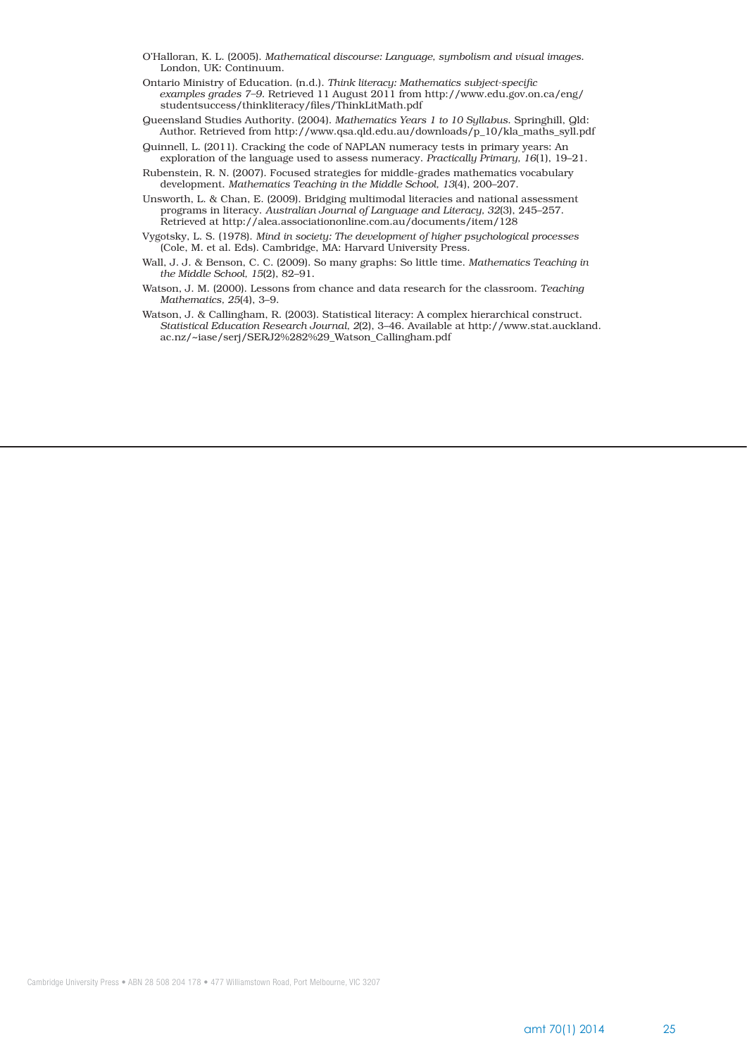O'Halloran, K. L. (2005). *Mathematical discourse: Language, symbolism and visual images*. London, UK: Continuum.

Ontario Ministry of Education. (n.d.). *Think literacy: Mathematics subject-specific examples grades 7–9*. Retrieved 11 August 2011 from http://www.edu.gov.on.ca/eng/studentsuccess/thinkliteracy/files/ThinkLitMath.pdf

Queensland Studies Authority. (2004). *Mathematics Years 1 to 10 Syllabus*. Springhill, Qld: Author. Retrieved from http://www.qsa.qld.edu.au/downloads/p_10/kla_maths_syll.pdf

Quinnell, L. (2011). Cracking the code of NAPLAN numeracy tests in primary years: An exploration of the language used to assess numeracy. *Practically Primary, 16*(1), 19–21.

Rubenstein, R. N. (2007). Focused strategies for middle-grades mathematics vocabulary development. *Mathematics Teaching in the Middle School, 13*(4), 200–207.

Unsworth, L. & Chan, E. (2009). Bridging multimodal literacies and national assessment programs in literacy. *Australian Journal of Language and Literacy, 32*(3), 245–257. Retrieved at http://alea.associationonline.com.au/documents/item/128

Vygotsky, L. S. (1978). *Mind in society: The development of higher psychological processes* (Cole, M. et al. Eds). Cambridge, MA: Harvard University Press.

Wall, J. J. & Benson, C. C. (2009). So many graphs: So little time. *Mathematics Teaching in the Middle School, 15*(2), 82–91.

Watson, J. M. (2000). Lessons from chance and data research for the classroom. *Teaching Mathematics, 25*(4), 3–9.

Watson, J. & Callingham, R. (2003). Statistical literacy: A complex hierarchical construct. *Statistical Education Research Journal, 2*(2), 3–46. Available at http://www.stat.auckland.ac.nz/~iase/serj/SERJ2%282%29_Watson_Callingham.pdf

Cambridge University Press • ABN 28 508 204 178 • 477 Williamstown Road, Port Melbourne, VIC 3207